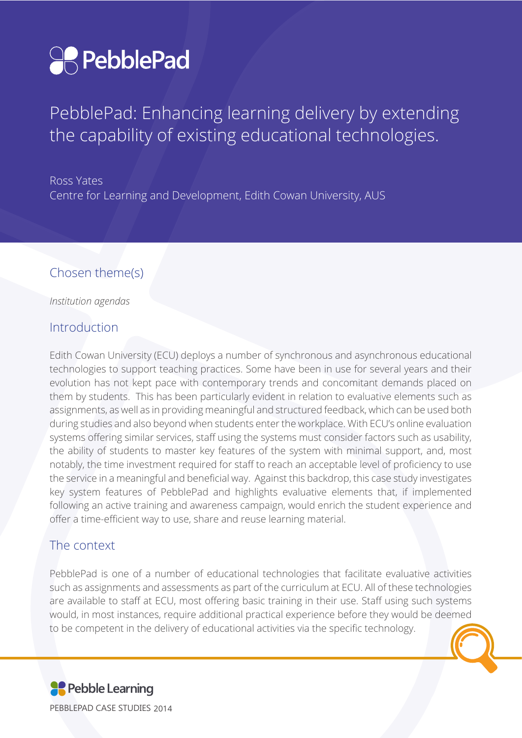# PebblePad

# PebblePad: Enhancing learning delivery by extending the capability of existing educational technologies.

Ross Yates
Centre for Learning and Development, Edith Cowan University, AUS

## Chosen theme(s)

*Institution agendas*

## Introduction

Edith Cowan University (ECU) deploys a number of synchronous and asynchronous educational technologies to support teaching practices. Some have been in use for several years and their evolution has not kept pace with contemporary trends and concomitant demands placed on them by students. This has been particularly evident in relation to evaluative elements such as assignments, as well as in providing meaningful and structured feedback, which can be used both during studies and also beyond when students enter the workplace. With ECU's online evaluation systems offering similar services, staff using the systems must consider factors such as usability, the ability of students to master key features of the system with minimal support, and, most notably, the time investment required for staff to reach an acceptable level of proficiency to use the service in a meaningful and beneficial way. Against this backdrop, this case study investigates key system features of PebblePad and highlights evaluative elements that, if implemented following an active training and awareness campaign, would enrich the student experience and offer a time-efficient way to use, share and reuse learning material.

## The context

PebblePad is one of a number of educational technologies that facilitate evaluative activities such as assignments and assessments as part of the curriculum at ECU. All of these technologies are available to staff at ECU, most offering basic training in their use. Staff using such systems would, in most instances, require additional practical experience before they would be deemed to be competent in the delivery of educational activities via the specific technology.

Pebble Learning

PEBBLEPAD CASE STUDIES 2014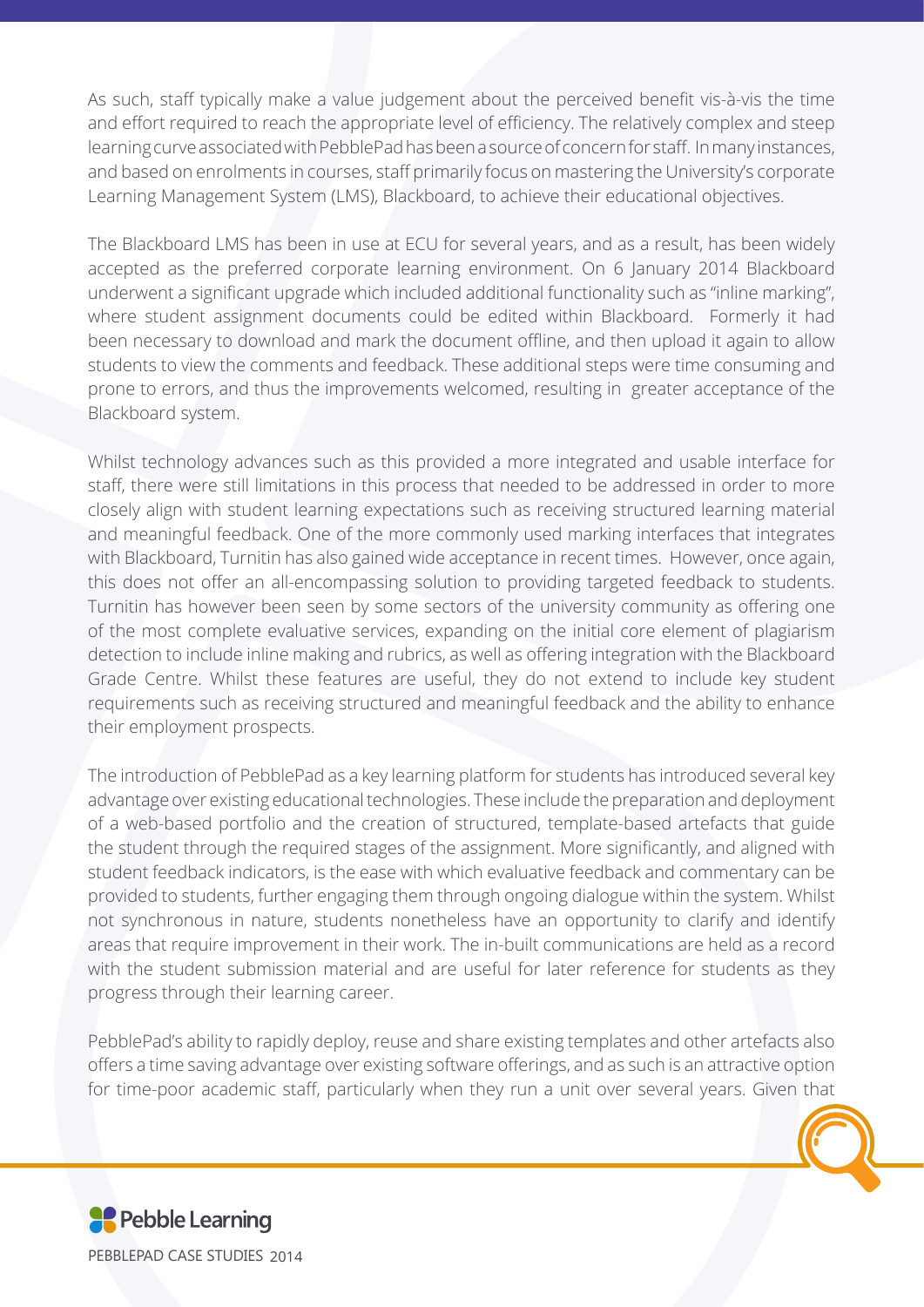As such, staff typically make a value judgement about the perceived benefit vis-à-vis the time and effort required to reach the appropriate level of efficiency. The relatively complex and steep learning curve associated with PebblePad has been a source of concern for staff. In many instances, and based on enrolments in courses, staff primarily focus on mastering the University's corporate Learning Management System (LMS), Blackboard, to achieve their educational objectives.

The Blackboard LMS has been in use at ECU for several years, and as a result, has been widely accepted as the preferred corporate learning environment. On 6 January 2014 Blackboard underwent a significant upgrade which included additional functionality such as "inline marking", where student assignment documents could be edited within Blackboard. Formerly it had been necessary to download and mark the document offline, and then upload it again to allow students to view the comments and feedback. These additional steps were time consuming and prone to errors, and thus the improvements welcomed, resulting in greater acceptance of the Blackboard system.

Whilst technology advances such as this provided a more integrated and usable interface for staff, there were still limitations in this process that needed to be addressed in order to more closely align with student learning expectations such as receiving structured learning material and meaningful feedback. One of the more commonly used marking interfaces that integrates with Blackboard, Turnitin has also gained wide acceptance in recent times. However, once again, this does not offer an all-encompassing solution to providing targeted feedback to students. Turnitin has however been seen by some sectors of the university community as offering one of the most complete evaluative services, expanding on the initial core element of plagiarism detection to include inline making and rubrics, as well as offering integration with the Blackboard Grade Centre. Whilst these features are useful, they do not extend to include key student requirements such as receiving structured and meaningful feedback and the ability to enhance their employment prospects.

The introduction of PebblePad as a key learning platform for students has introduced several key advantage over existing educational technologies. These include the preparation and deployment of a web-based portfolio and the creation of structured, template-based artefacts that guide the student through the required stages of the assignment. More significantly, and aligned with student feedback indicators, is the ease with which evaluative feedback and commentary can be provided to students, further engaging them through ongoing dialogue within the system. Whilst not synchronous in nature, students nonetheless have an opportunity to clarify and identify areas that require improvement in their work. The in-built communications are held as a record with the student submission material and are useful for later reference for students as they progress through their learning career.

PebblePad's ability to rapidly deploy, reuse and share existing templates and other artefacts also offers a time saving advantage over existing software offerings, and as such is an attractive option for time-poor academic staff, particularly when they run a unit over several years. Given that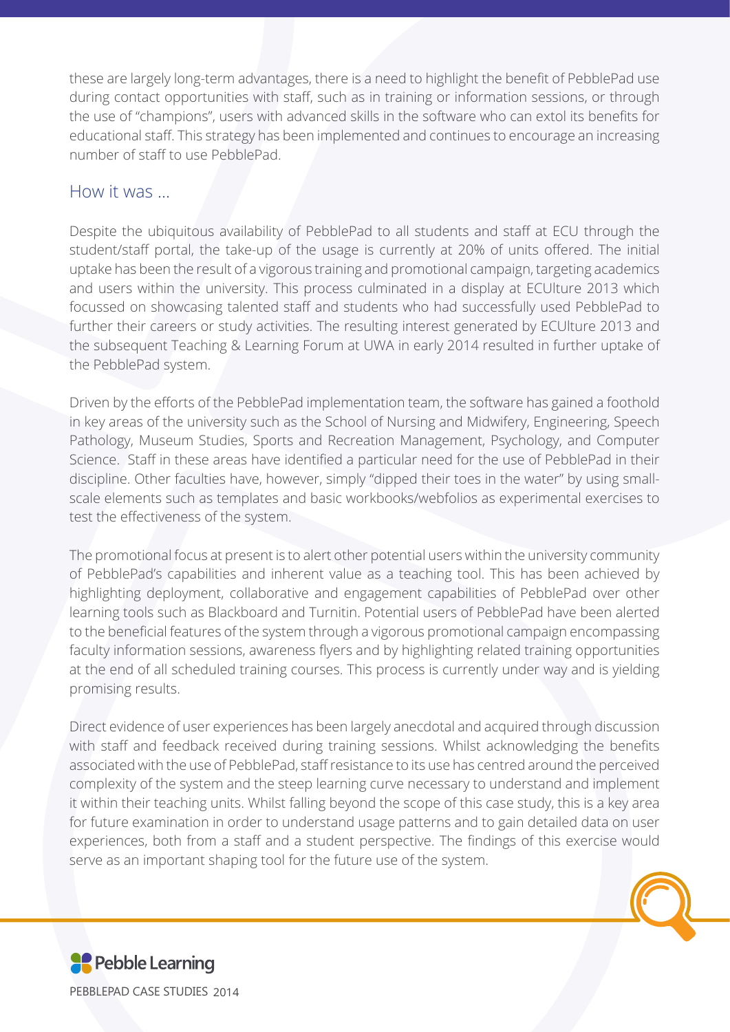these are largely long-term advantages, there is a need to highlight the benefit of PebblePad use during contact opportunities with staff, such as in training or information sessions, or through the use of "champions", users with advanced skills in the software who can extol its benefits for educational staff. This strategy has been implemented and continues to encourage an increasing number of staff to use PebblePad.

## How it was ...

Despite the ubiquitous availability of PebblePad to all students and staff at ECU through the student/staff portal, the take-up of the usage is currently at 20% of units offered. The initial uptake has been the result of a vigorous training and promotional campaign, targeting academics and users within the university. This process culminated in a display at ECUlture 2013 which focussed on showcasing talented staff and students who had successfully used PebblePad to further their careers or study activities. The resulting interest generated by ECUlture 2013 and the subsequent Teaching & Learning Forum at UWA in early 2014 resulted in further uptake of the PebblePad system.

Driven by the efforts of the PebblePad implementation team, the software has gained a foothold in key areas of the university such as the School of Nursing and Midwifery, Engineering, Speech Pathology, Museum Studies, Sports and Recreation Management, Psychology, and Computer Science. Staff in these areas have identified a particular need for the use of PebblePad in their discipline. Other faculties have, however, simply "dipped their toes in the water" by using small-scale elements such as templates and basic workbooks/webfolios as experimental exercises to test the effectiveness of the system.

The promotional focus at present is to alert other potential users within the university community of PebblePad's capabilities and inherent value as a teaching tool. This has been achieved by highlighting deployment, collaborative and engagement capabilities of PebblePad over other learning tools such as Blackboard and Turnitin. Potential users of PebblePad have been alerted to the beneficial features of the system through a vigorous promotional campaign encompassing faculty information sessions, awareness flyers and by highlighting related training opportunities at the end of all scheduled training courses. This process is currently under way and is yielding promising results.

Direct evidence of user experiences has been largely anecdotal and acquired through discussion with staff and feedback received during training sessions. Whilst acknowledging the benefits associated with the use of PebblePad, staff resistance to its use has centred around the perceived complexity of the system and the steep learning curve necessary to understand and implement it within their teaching units. Whilst falling beyond the scope of this case study, this is a key area for future examination in order to understand usage patterns and to gain detailed data on user experiences, both from a staff and a student perspective. The findings of this exercise would serve as an important shaping tool for the future use of the system.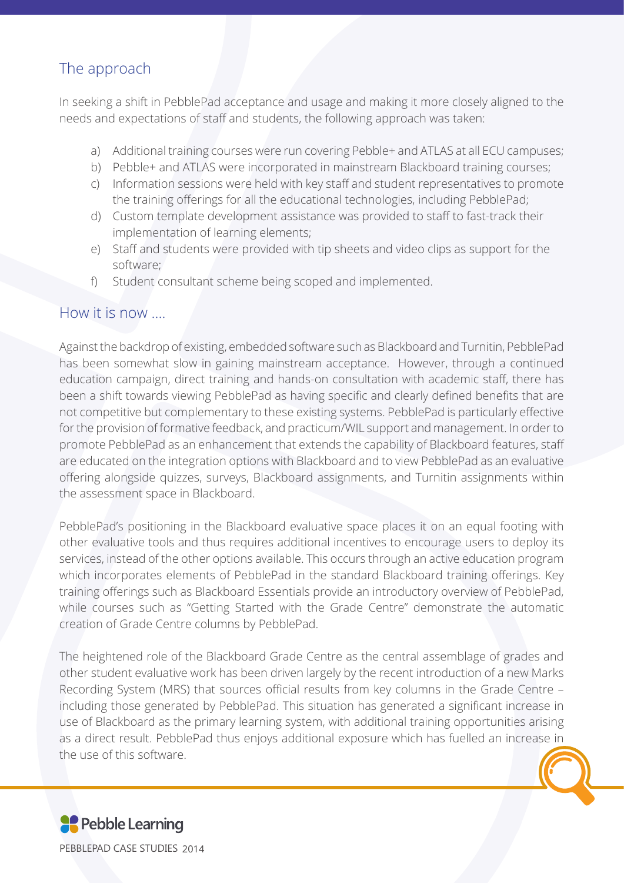## The approach

In seeking a shift in PebblePad acceptance and usage and making it more closely aligned to the needs and expectations of staff and students, the following approach was taken:

a) Additional training courses were run covering Pebble+ and ATLAS at all ECU campuses;
b) Pebble+ and ATLAS were incorporated in mainstream Blackboard training courses;
c) Information sessions were held with key staff and student representatives to promote the training offerings for all the educational technologies, including PebblePad;
d) Custom template development assistance was provided to staff to fast-track their implementation of learning elements;
e) Staff and students were provided with tip sheets and video clips as support for the software;
f) Student consultant scheme being scoped and implemented.

## How it is now ....

Against the backdrop of existing, embedded software such as Blackboard and Turnitin, PebblePad has been somewhat slow in gaining mainstream acceptance. However, through a continued education campaign, direct training and hands-on consultation with academic staff, there has been a shift towards viewing PebblePad as having specific and clearly defined benefits that are not competitive but complementary to these existing systems. PebblePad is particularly effective for the provision of formative feedback, and practicum/WIL support and management. In order to promote PebblePad as an enhancement that extends the capability of Blackboard features, staff are educated on the integration options with Blackboard and to view PebblePad as an evaluative offering alongside quizzes, surveys, Blackboard assignments, and Turnitin assignments within the assessment space in Blackboard.

PebblePad's positioning in the Blackboard evaluative space places it on an equal footing with other evaluative tools and thus requires additional incentives to encourage users to deploy its services, instead of the other options available. This occurs through an active education program which incorporates elements of PebblePad in the standard Blackboard training offerings. Key training offerings such as Blackboard Essentials provide an introductory overview of PebblePad, while courses such as "Getting Started with the Grade Centre" demonstrate the automatic creation of Grade Centre columns by PebblePad.

The heightened role of the Blackboard Grade Centre as the central assemblage of grades and other student evaluative work has been driven largely by the recent introduction of a new Marks Recording System (MRS) that sources official results from key columns in the Grade Centre – including those generated by PebblePad. This situation has generated a significant increase in use of Blackboard as the primary learning system, with additional training opportunities arising as a direct result. PebblePad thus enjoys additional exposure which has fuelled an increase in the use of this software.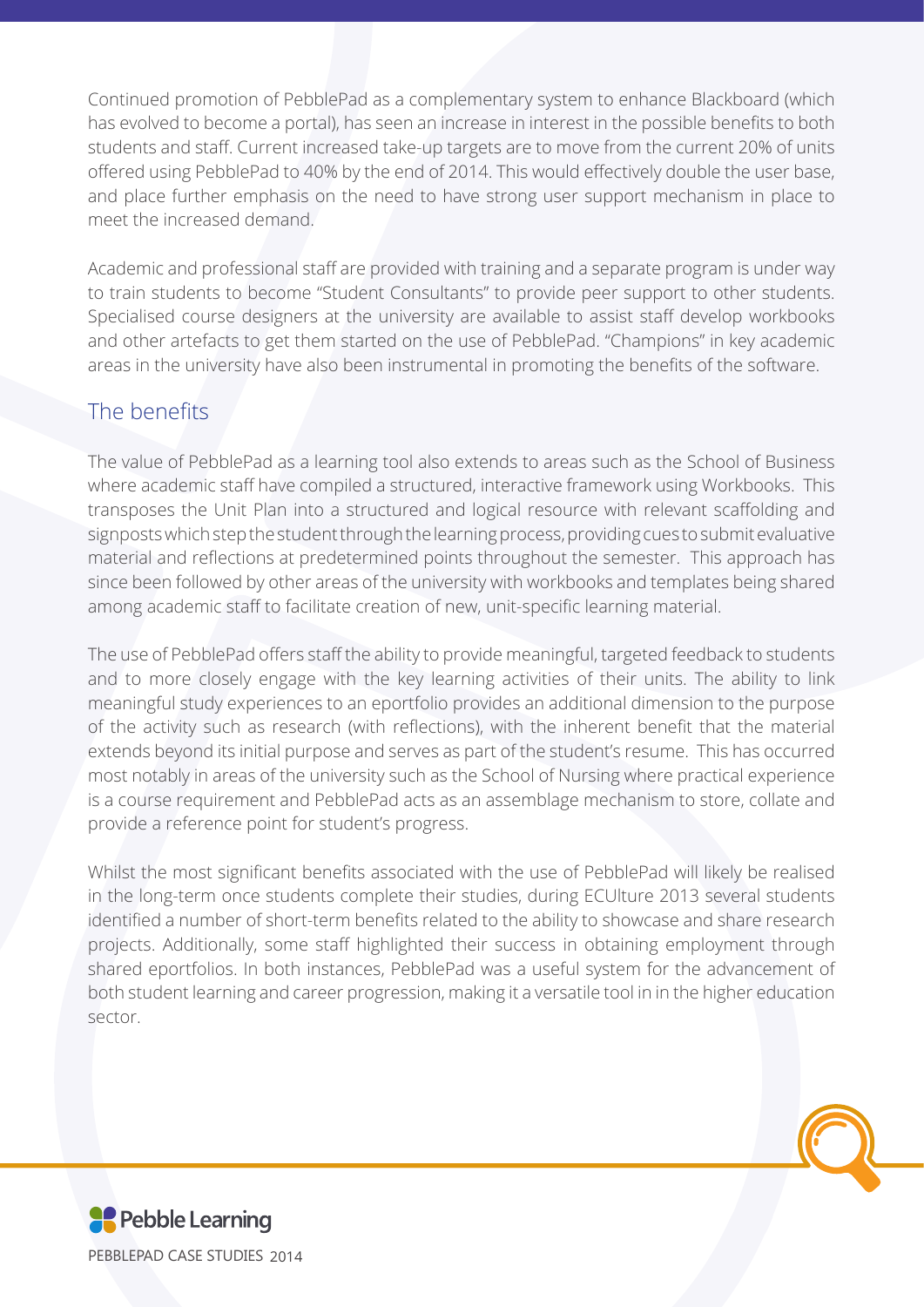Continued promotion of PebblePad as a complementary system to enhance Blackboard (which has evolved to become a portal), has seen an increase in interest in the possible benefits to both students and staff. Current increased take-up targets are to move from the current 20% of units offered using PebblePad to 40% by the end of 2014. This would effectively double the user base, and place further emphasis on the need to have strong user support mechanism in place to meet the increased demand.

Academic and professional staff are provided with training and a separate program is under way to train students to become "Student Consultants" to provide peer support to other students. Specialised course designers at the university are available to assist staff develop workbooks and other artefacts to get them started on the use of PebblePad. "Champions" in key academic areas in the university have also been instrumental in promoting the benefits of the software.

## The benefits

The value of PebblePad as a learning tool also extends to areas such as the School of Business where academic staff have compiled a structured, interactive framework using Workbooks. This transposes the Unit Plan into a structured and logical resource with relevant scaffolding and signposts which step the student through the learning process, providing cues to submit evaluative material and reflections at predetermined points throughout the semester. This approach has since been followed by other areas of the university with workbooks and templates being shared among academic staff to facilitate creation of new, unit-specific learning material.

The use of PebblePad offers staff the ability to provide meaningful, targeted feedback to students and to more closely engage with the key learning activities of their units. The ability to link meaningful study experiences to an eportfolio provides an additional dimension to the purpose of the activity such as research (with reflections), with the inherent benefit that the material extends beyond its initial purpose and serves as part of the student's resume. This has occurred most notably in areas of the university such as the School of Nursing where practical experience is a course requirement and PebblePad acts as an assemblage mechanism to store, collate and provide a reference point for student's progress.

Whilst the most significant benefits associated with the use of PebblePad will likely be realised in the long-term once students complete their studies, during ECUlture 2013 several students identified a number of short-term benefits related to the ability to showcase and share research projects. Additionally, some staff highlighted their success in obtaining employment through shared eportfolios. In both instances, PebblePad was a useful system for the advancement of both student learning and career progression, making it a versatile tool in in the higher education sector.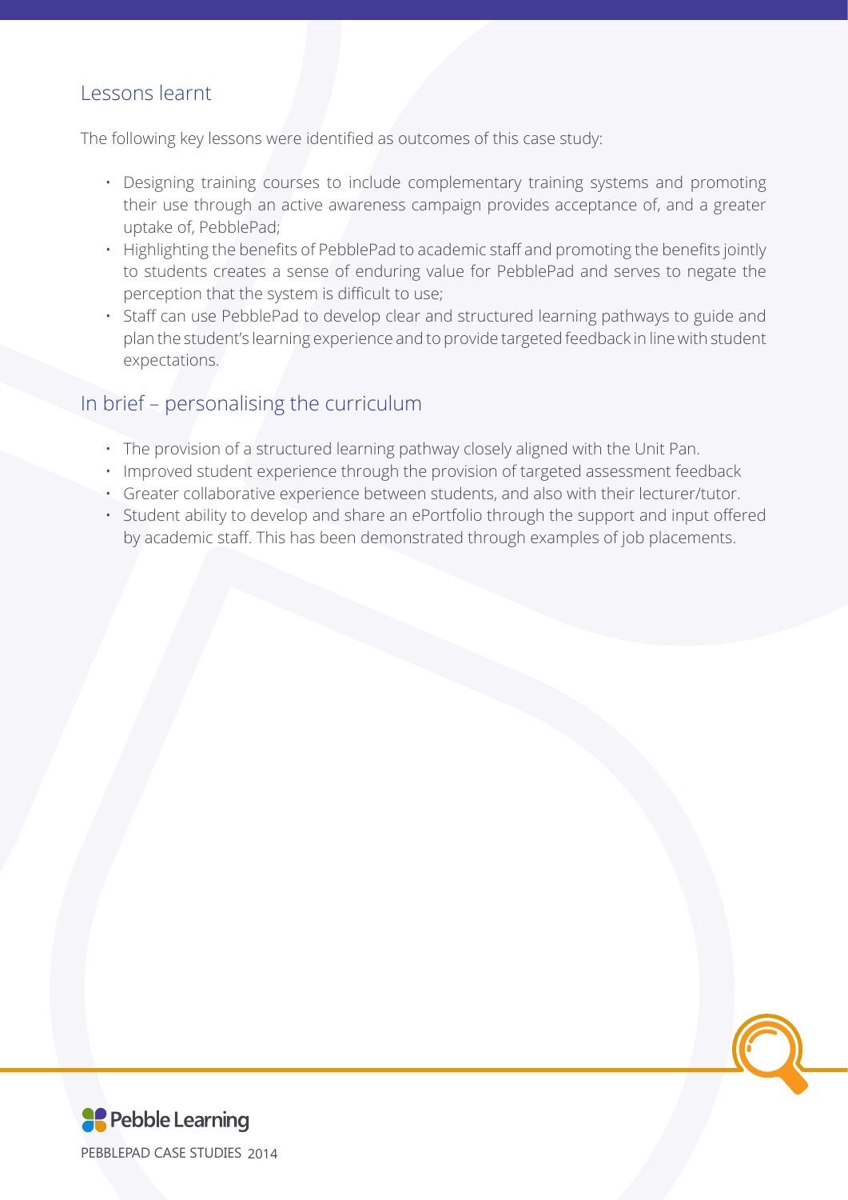## Lessons learnt

The following key lessons were identified as outcomes of this case study:

- Designing training courses to include complementary training systems and promoting their use through an active awareness campaign provides acceptance of, and a greater uptake of, PebblePad;
- Highlighting the benefits of PebblePad to academic staff and promoting the benefits jointly to students creates a sense of enduring value for PebblePad and serves to negate the perception that the system is difficult to use;
- Staff can use PebblePad to develop clear and structured learning pathways to guide and plan the student's learning experience and to provide targeted feedback in line with student expectations.

## In brief – personalising the curriculum

- The provision of a structured learning pathway closely aligned with the Unit Pan.
- Improved student experience through the provision of targeted assessment feedback
- Greater collaborative experience between students, and also with their lecturer/tutor.
- Student ability to develop and share an ePortfolio through the support and input offered by academic staff. This has been demonstrated through examples of job placements.